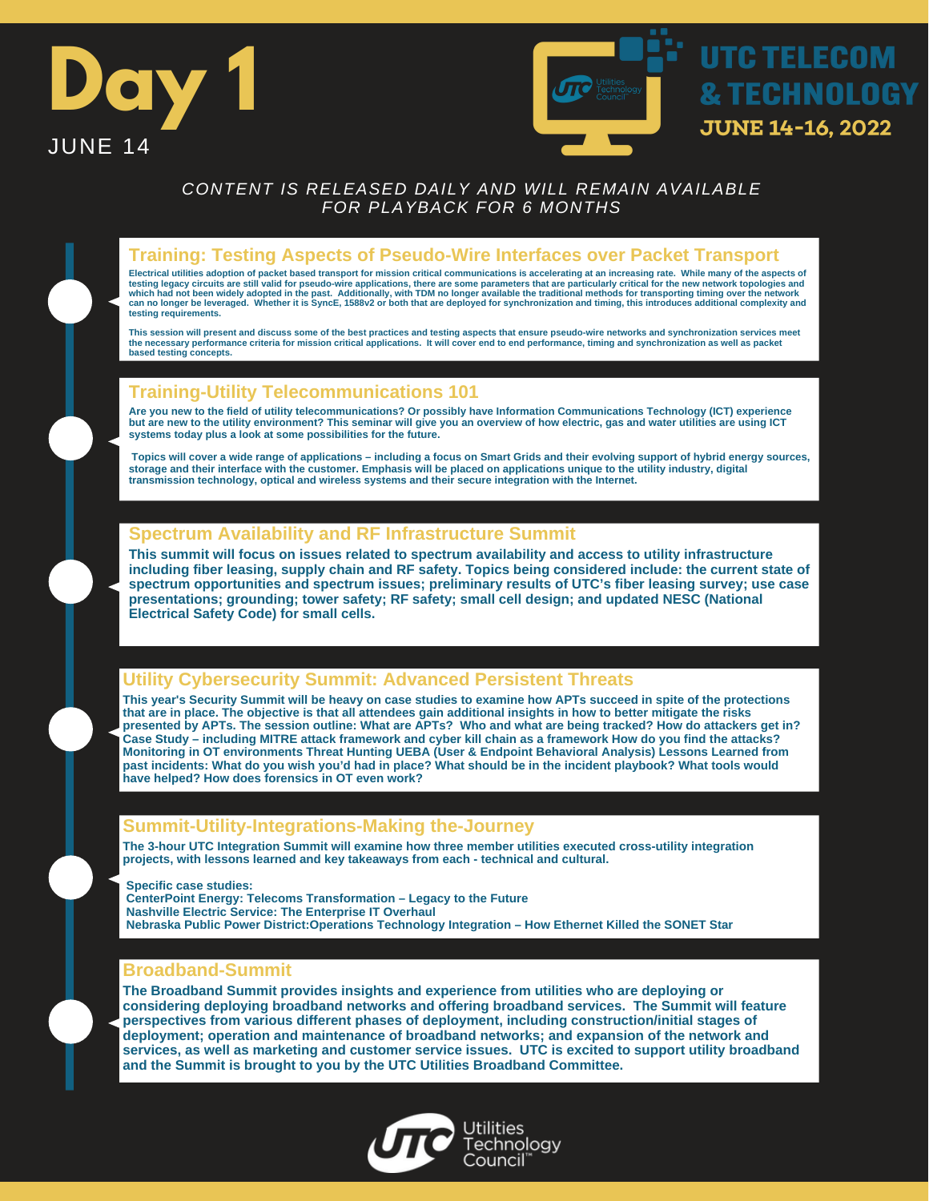# Day 1

JUNE 14

## UTC TELECOM & TECHNOLOGY

JUNE 14-16, 2022

*CONTENT IS RELEASED DAILY AND WILL REMAIN AVAILABLE FOR PLAYBACK FOR 6 MONTHS*

### Training: Testing Aspects of Pseudo-Wire Interfaces over Packet Transport

**Electrical utilities adoption of packet based transport for mission critical communications is accelerating at an increasing rate. While many of the aspects of testing legacy circuits are still valid for pseudo-wire applications, there are some parameters that are particularly critical for the new network topologies and which had not been widely adopted in the past. Additionally, with TDM no longer available the traditional methods for transporting timing over the network can no longer be leveraged. Whether it is SyncE, 1588v2 or both that are deployed for synchronization and timing, this introduces additional complexity and testing requirements.**

**This session will present and discuss some of the best practices and testing aspects that ensure pseudo-wire networks and synchronization services meet the necessary performance criteria for mission critical applications. It will cover end to end performance, timing and synchronization as well as packet based testing concepts.**

### Training-Utility Telecommunications 101

**Are you new to the field of utility telecommunications? Or possibly have Information Communications Technology (ICT) experience but are new to the utility environment? This seminar will give you an overview of how electric, gas and water utilities are using ICT systems today plus a look at some possibilities for the future.**

**Topics will cover a wide range of applications – including a focus on Smart Grids and their evolving support of hybrid energy sources, storage and their interface with the customer. Emphasis will be placed on applications unique to the utility industry, digital transmission technology, optical and wireless systems and their secure integration with the Internet.**

### Spectrum Availability and RF Infrastructure Summit

**This summit will focus on issues related to spectrum availability and access to utility infrastructure including fiber leasing, supply chain and RF safety. Topics being considered include: the current state of spectrum opportunities and spectrum issues; preliminary results of UTC's fiber leasing survey; use case presentations; grounding; tower safety; RF safety; small cell design; and updated NESC (National Electrical Safety Code) for small cells.**

### Utility Cybersecurity Summit: Advanced Persistent Threats

**This year's Security Summit will be heavy on case studies to examine how APTs succeed in spite of the protections that are in place. The objective is that all attendees gain additional insights in how to better mitigate the risks presented by APTs. The session outline: What are APTs? Who and what are being tracked? How do attackers get in? Case Study – including MITRE attack framework and cyber kill chain as a framework How do you find the attacks? Monitoring in OT environments Threat Hunting UEBA (User & Endpoint Behavioral Analysis) Lessons Learned from past incidents: What do you wish you'd had in place? What should be in the incident playbook? What tools would have helped? How does forensics in OT even work?**

### Summit-Utility-Integrations-Making the-Journey

**The 3-hour UTC Integration Summit will examine how three member utilities executed cross-utility integration projects, with lessons learned and key takeaways from each - technical and cultural.**

**Specific case studies:**
**CenterPoint Energy: Telecoms Transformation – Legacy to the Future**
**Nashville Electric Service: The Enterprise IT Overhaul**
**Nebraska Public Power District:Operations Technology Integration – How Ethernet Killed the SONET Star**

### Broadband-Summit

**The Broadband Summit provides insights and experience from utilities who are deploying or considering deploying broadband networks and offering broadband services. The Summit will feature perspectives from various different phases of deployment, including construction/initial stages of deployment; operation and maintenance of broadband networks; and expansion of the network and services, as well as marketing and customer service issues. UTC is excited to support utility broadband and the Summit is brought to you by the UTC Utilities Broadband Committee.**

Utilities Technology Council™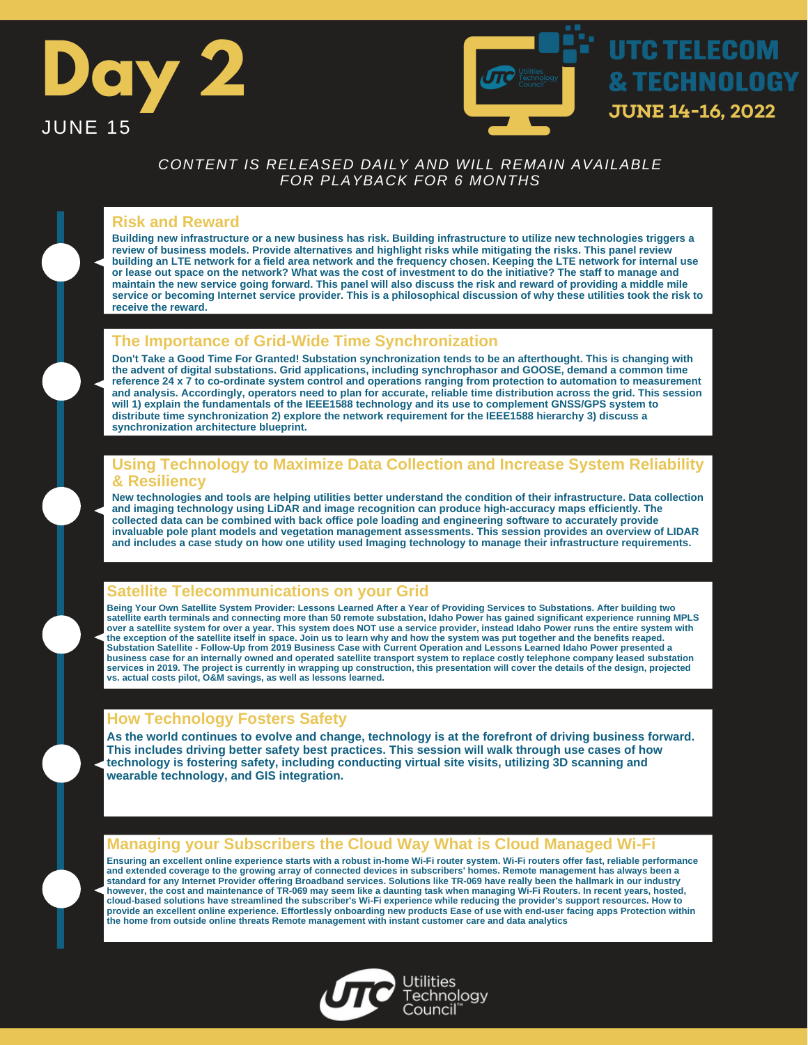# Day 2

JUNE 15

UTC TELECOM & TECHNOLOGY

JUNE 14-16, 2022

*CONTENT IS RELEASED DAILY AND WILL REMAIN AVAILABLE FOR PLAYBACK FOR 6 MONTHS*

## Risk and Reward

Building new infrastructure or a new business has risk. Building infrastructure to utilize new technologies triggers a review of business models. Provide alternatives and highlight risks while mitigating the risks. This panel review building an LTE network for a field area network and the frequency chosen. Keeping the LTE network for internal use or lease out space on the network? What was the cost of investment to do the initiative? The staff to manage and maintain the new service going forward. This panel will also discuss the risk and reward of providing a middle mile service or becoming Internet service provider. This is a philosophical discussion of why these utilities took the risk to receive the reward.

## The Importance of Grid-Wide Time Synchronization

Don't Take a Good Time For Granted! Substation synchronization tends to be an afterthought. This is changing with the advent of digital substations. Grid applications, including synchrophasor and GOOSE, demand a common time reference 24 x 7 to co-ordinate system control and operations ranging from protection to automation to measurement and analysis. Accordingly, operators need to plan for accurate, reliable time distribution across the grid. This session will 1) explain the fundamentals of the IEEE1588 technology and its use to complement GNSS/GPS system to distribute time synchronization 2) explore the network requirement for the IEEE1588 hierarchy 3) discuss a synchronization architecture blueprint.

## Using Technology to Maximize Data Collection and Increase System Reliability & Resiliency

New technologies and tools are helping utilities better understand the condition of their infrastructure. Data collection and imaging technology using LiDAR and image recognition can produce high-accuracy maps efficiently. The collected data can be combined with back office pole loading and engineering software to accurately provide invaluable pole plant models and vegetation management assessments. This session provides an overview of LIDAR and includes a case study on how one utility used Imaging technology to manage their infrastructure requirements.

## Satellite Telecommunications on your Grid

Being Your Own Satellite System Provider: Lessons Learned After a Year of Providing Services to Substations. After building two satellite earth terminals and connecting more than 50 remote substation, Idaho Power has gained significant experience running MPLS over a satellite system for over a year. This system does NOT use a service provider, instead Idaho Power runs the entire system with the exception of the satellite itself in space. Join us to learn why and how the system was put together and the benefits reaped. Substation Satellite - Follow-Up from 2019 Business Case with Current Operation and Lessons Learned Idaho Power presented a business case for an internally owned and operated satellite transport system to replace costly telephone company leased substation services in 2019. The project is currently in wrapping up construction, this presentation will cover the details of the design, projected vs. actual costs pilot, O&M savings, as well as lessons learned.

## How Technology Fosters Safety

As the world continues to evolve and change, technology is at the forefront of driving business forward. This includes driving better safety best practices. This session will walk through use cases of how technology is fostering safety, including conducting virtual site visits, utilizing 3D scanning and wearable technology, and GIS integration.

## Managing your Subscribers the Cloud Way What is Cloud Managed Wi-Fi

Ensuring an excellent online experience starts with a robust in-home Wi-Fi router system. Wi-Fi routers offer fast, reliable performance and extended coverage to the growing array of connected devices in subscribers' homes. Remote management has always been a standard for any Internet Provider offering Broadband services. Solutions like TR-069 have really been the hallmark in our industry however, the cost and maintenance of TR-069 may seem like a daunting task when managing Wi-Fi Routers. In recent years, hosted, cloud-based solutions have streamlined the subscriber's Wi-Fi experience while reducing the provider's support resources. How to provide an excellent online experience. Effortlessly onboarding new products Ease of use with end-user facing apps Protection within the home from outside online threats Remote management with instant customer care and data analytics

Utilities Technology Council™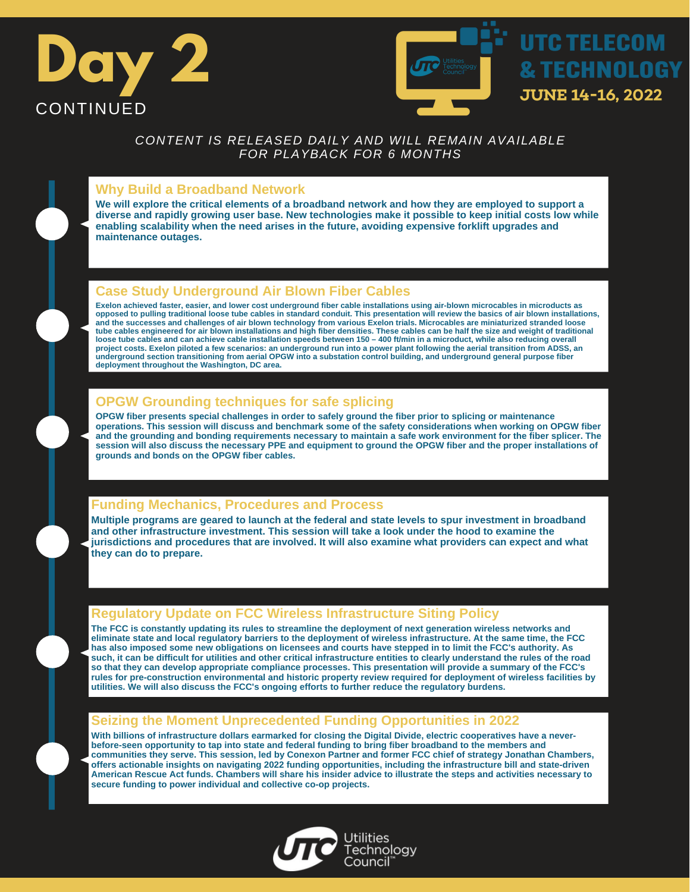# Day 2

CONTINUED

UTC TELECOM & TECHNOLOGY

JUNE 14-16, 2022

*CONTENT IS RELEASED DAILY AND WILL REMAIN AVAILABLE FOR PLAYBACK FOR 6 MONTHS*

## Why Build a Broadband Network

**We will explore the critical elements of a broadband network and how they are employed to support a diverse and rapidly growing user base. New technologies make it possible to keep initial costs low while enabling scalability when the need arises in the future, avoiding expensive forklift upgrades and maintenance outages.**

## Case Study Underground Air Blown Fiber Cables

**Exelon achieved faster, easier, and lower cost underground fiber cable installations using air-blown microcables in microducts as opposed to pulling traditional loose tube cables in standard conduit. This presentation will review the basics of air blown installations, and the successes and challenges of air blown technology from various Exelon trials. Microcables are miniaturized stranded loose tube cables engineered for air blown installations and high fiber densities. These cables can be half the size and weight of traditional loose tube cables and can achieve cable installation speeds between 150 – 400 ft/min in a microduct, while also reducing overall project costs. Exelon piloted a few scenarios: an underground run into a power plant following the aerial transition from ADSS, an underground section transitioning from aerial OPGW into a substation control building, and underground general purpose fiber deployment throughout the Washington, DC area.**

## OPGW Grounding techniques for safe splicing

**OPGW fiber presents special challenges in order to safely ground the fiber prior to splicing or maintenance operations. This session will discuss and benchmark some of the safety considerations when working on OPGW fiber and the grounding and bonding requirements necessary to maintain a safe work environment for the fiber splicer. The session will also discuss the necessary PPE and equipment to ground the OPGW fiber and the proper installations of grounds and bonds on the OPGW fiber cables.**

## Funding Mechanics, Procedures and Process

**Multiple programs are geared to launch at the federal and state levels to spur investment in broadband and other infrastructure investment. This session will take a look under the hood to examine the jurisdictions and procedures that are involved. It will also examine what providers can expect and what they can do to prepare.**

## Regulatory Update on FCC Wireless Infrastructure Siting Policy

**The FCC is constantly updating its rules to streamline the deployment of next generation wireless networks and eliminate state and local regulatory barriers to the deployment of wireless infrastructure. At the same time, the FCC has also imposed some new obligations on licensees and courts have stepped in to limit the FCC's authority. As such, it can be difficult for utilities and other critical infrastructure entities to clearly understand the rules of the road so that they can develop appropriate compliance processes. This presentation will provide a summary of the FCC's rules for pre-construction environmental and historic property review required for deployment of wireless facilities by utilities. We will also discuss the FCC's ongoing efforts to further reduce the regulatory burdens.**

## Seizing the Moment Unprecedented Funding Opportunities in 2022

**With billions of infrastructure dollars earmarked for closing the Digital Divide, electric cooperatives have a never-before-seen opportunity to tap into state and federal funding to bring fiber broadband to the members and communities they serve. This session, led by Conexon Partner and former FCC chief of strategy Jonathan Chambers, offers actionable insights on navigating 2022 funding opportunities, including the infrastructure bill and state-driven American Rescue Act funds. Chambers will share his insider advice to illustrate the steps and activities necessary to secure funding to power individual and collective co-op projects.**

Utilities Technology Council™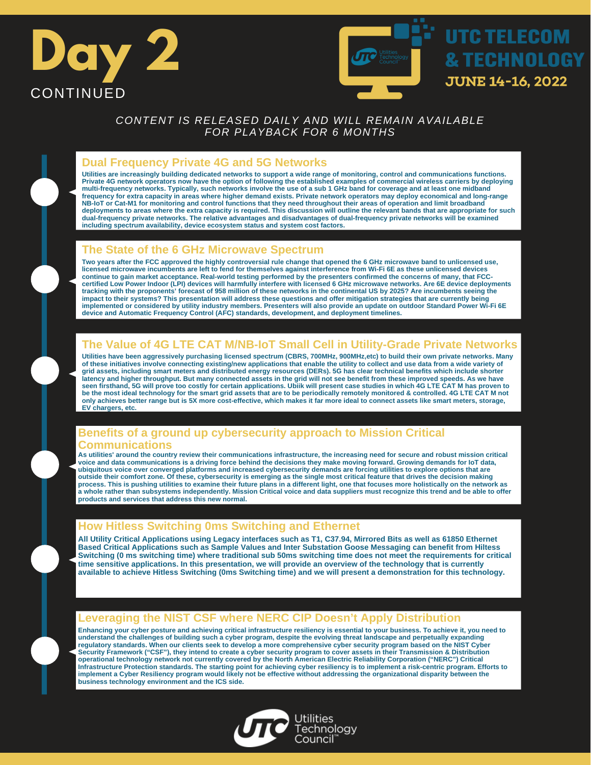# Day 2

CONTINUED

UTC TELECOM & TECHNOLOGY

JUNE 14-16, 2022

*CONTENT IS RELEASED DAILY AND WILL REMAIN AVAILABLE FOR PLAYBACK FOR 6 MONTHS*

## Dual Frequency Private 4G and 5G Networks

**Utilities are increasingly building dedicated networks to support a wide range of monitoring, control and communications functions. Private 4G network operators now have the option of following the established examples of commercial wireless carriers by deploying multi-frequency networks. Typically, such networks involve the use of a sub 1 GHz band for coverage and at least one midband frequency for extra capacity in areas where higher demand exists. Private network operators may deploy economical and long-range NB-IoT or Cat-M1 for monitoring and control functions that they need throughout their areas of operation and limit broadband deployments to areas where the extra capacity is required. This discussion will outline the relevant bands that are appropriate for such dual-frequency private networks. The relative advantages and disadvantages of dual-frequency private networks will be examined including spectrum availability, device ecosystem status and system cost factors.**

## The State of the 6 GHz Microwave Spectrum

**Two years after the FCC approved the highly controversial rule change that opened the 6 GHz microwave band to unlicensed use, licensed microwave incumbents are left to fend for themselves against interference from Wi-Fi 6E as these unlicensed devices continue to gain market acceptance. Real-world testing performed by the presenters confirmed the concerns of many, that FCC-certified Low Power Indoor (LPI) devices will harmfully interfere with licensed 6 GHz microwave networks. Are 6E device deployments tracking with the proponents' forecast of 958 million of these networks in the continental US by 2025? Are incumbents seeing the impact to their systems? This presentation will address these questions and offer mitigation strategies that are currently being implemented or considered by utility industry members. Presenters will also provide an update on outdoor Standard Power Wi-Fi 6E device and Automatic Frequency Control (AFC) standards, development, and deployment timelines.**

## The Value of 4G LTE CAT M/NB-IoT Small Cell in Utility-Grade Private Networks

**Utilities have been aggressively purchasing licensed spectrum (CBRS, 700MHz, 900MHz,etc) to build their own private networks. Many of these initiatives involve connecting existing/new applications that enable the utility to collect and use data from a wide variety of grid assets, including smart meters and distributed energy resources (DERs). 5G has clear technical benefits which include shorter latency and higher throughput. But many connected assets in the grid will not see benefit from these improved speeds. As we have seen firsthand, 5G will prove too costly for certain applications. Ubiik will present case studies in which 4G LTE CAT M has proven to be the most ideal technology for the smart grid assets that are to be periodically remotely monitored & controlled. 4G LTE CAT M not only achieves better range but is 5X more cost-effective, which makes it far more ideal to connect assets like smart meters, storage, EV chargers, etc.**

## Benefits of a ground up cybersecurity approach to Mission Critical Communications

**As utilities' around the country review their communications infrastructure, the increasing need for secure and robust mission critical voice and data communications is a driving force behind the decisions they make moving forward. Growing demands for IoT data, ubiquitous voice over converged platforms and increased cybersecurity demands are forcing utilities to explore options that are outside their comfort zone. Of these, cybersecurity is emerging as the single most critical feature that drives the decision making process. This is pushing utilities to examine their future plans in a different light, one that focuses more holistically on the network as a whole rather than subsystems independently. Mission Critical voice and data suppliers must recognize this trend and be able to offer products and services that address this new normal.**

## How Hitless Switching 0ms Switching and Ethernet

**All Utility Critical Applications using Legacy interfaces such as T1, C37.94, Mirrored Bits as well as 61850 Ethernet Based Critical Applications such as Sample Values and Inter Substation Goose Messaging can benefit from Hitless Switching (0 ms switching time) where traditional sub 50ms switching time does not meet the requirements for critical time sensitive applications. In this presentation, we will provide an overview of the technology that is currently available to achieve Hitless Switching (0ms Switching time) and we will present a demonstration for this technology.**

## Leveraging the NIST CSF where NERC CIP Doesn't Apply Distribution

**Enhancing your cyber posture and achieving critical infrastructure resiliency is essential to your business. To achieve it, you need to understand the challenges of building such a cyber program, despite the evolving threat landscape and perpetually expanding regulatory standards. When our clients seek to develop a more comprehensive cyber security program based on the NIST Cyber Security Framework ("CSF"), they intend to create a cyber security program to cover assets in their Transmission & Distribution operational technology network not currently covered by the North American Electric Reliability Corporation ("NERC") Critical Infrastructure Protection standards. The starting point for achieving cyber resiliency is to implement a risk-centric program. Efforts to implement a Cyber Resiliency program would likely not be effective without addressing the organizational disparity between the business technology environment and the ICS side.**

Utilities Technology Council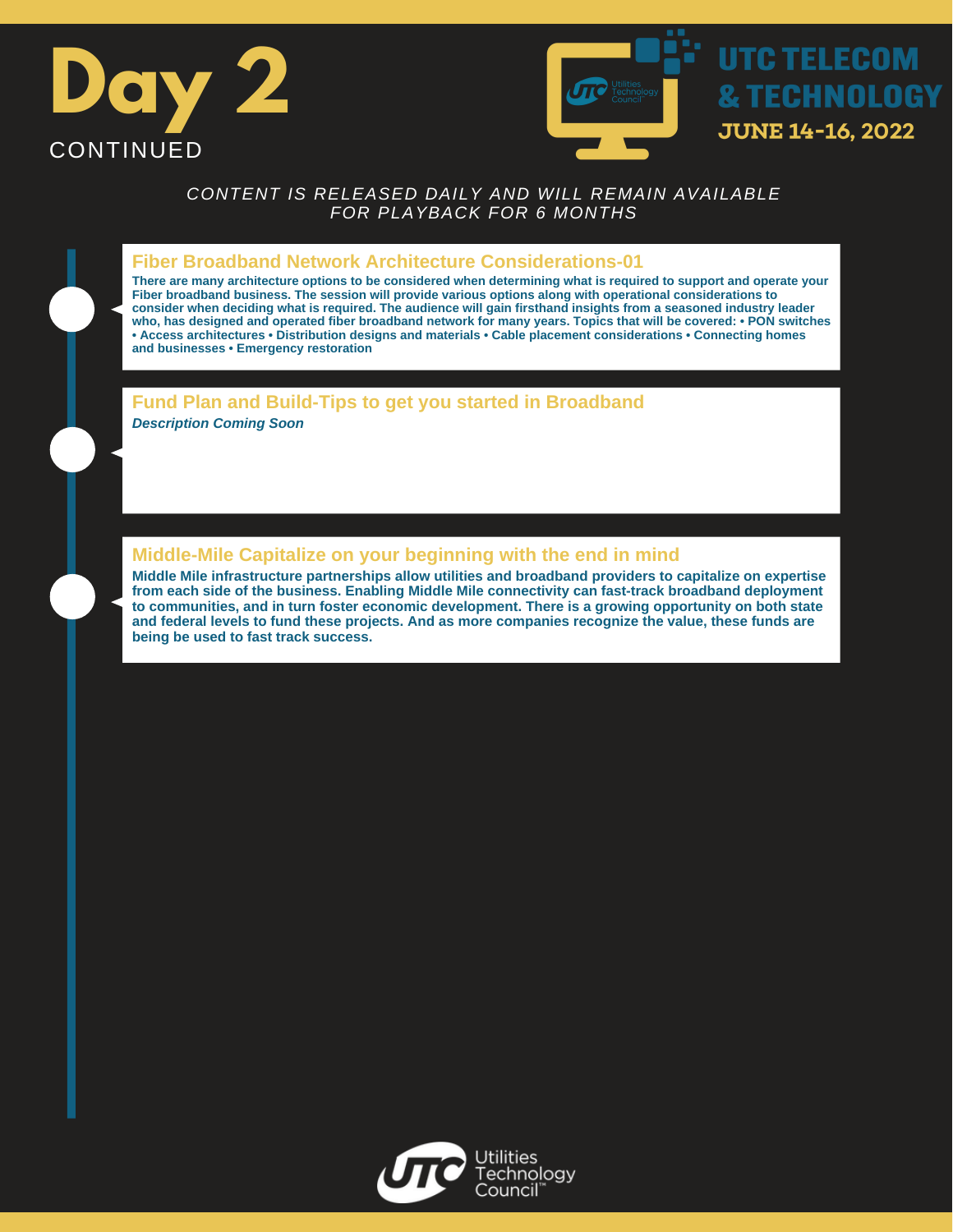# Day 2

CONTINUED

UTC TELECOM & TECHNOLOGY

JUNE 14-16, 2022

*CONTENT IS RELEASED DAILY AND WILL REMAIN AVAILABLE FOR PLAYBACK FOR 6 MONTHS*

## Fiber Broadband Network Architecture Considerations-01

**There are many architecture options to be considered when determining what is required to support and operate your Fiber broadband business. The session will provide various options along with operational considerations to consider when deciding what is required. The audience will gain firsthand insights from a seasoned industry leader who, has designed and operated fiber broadband network for many years. Topics that will be covered: • PON switches • Access architectures • Distribution designs and materials • Cable placement considerations • Connecting homes and businesses • Emergency restoration**

## Fund Plan and Build-Tips to get you started in Broadband

***Description Coming Soon***

## Middle-Mile Capitalize on your beginning with the end in mind

**Middle Mile infrastructure partnerships allow utilities and broadband providers to capitalize on expertise from each side of the business. Enabling Middle Mile connectivity can fast-track broadband deployment to communities, and in turn foster economic development. There is a growing opportunity on both state and federal levels to fund these projects. And as more companies recognize the value, these funds are being be used to fast track success.**

Utilities Technology Council™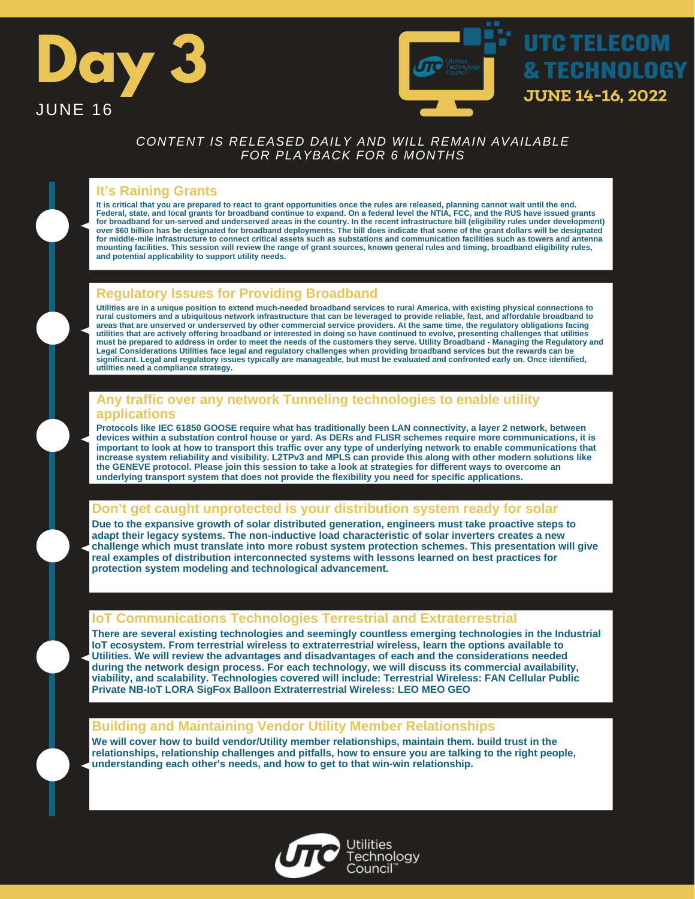# Day 3

JUNE 16

UTC TELECOM & TECHNOLOGY

JUNE 14-16, 2022

*CONTENT IS RELEASED DAILY AND WILL REMAIN AVAILABLE FOR PLAYBACK FOR 6 MONTHS*

## It's Raining Grants

It is critical that you are prepared to react to grant opportunities once the rules are released, planning cannot wait until the end. Federal, state, and local grants for broadband continue to expand. On a federal level the NTIA, FCC, and the RUS have issued grants for broadband for un-served and underserved areas in the country. In the recent infrastructure bill (eligibility rules under development) over $60 billion has be designated for broadband deployments. The bill does indicate that some of the grant dollars will be designated for middle-mile infrastructure to connect critical assets such as substations and communication facilities such as towers and antenna mounting facilities. This session will review the range of grant sources, known general rules and timing, broadband eligibility rules, and potential applicability to support utility needs.

## Regulatory Issues for Providing Broadband

Utilities are in a unique position to extend much-needed broadband services to rural America, with existing physical connections to rural customers and a ubiquitous network infrastructure that can be leveraged to provide reliable, fast, and affordable broadband to areas that are unserved or underserved by other commercial service providers. At the same time, the regulatory obligations facing utilities that are actively offering broadband or interested in doing so have continued to evolve, presenting challenges that utilities must be prepared to address in order to meet the needs of the customers they serve. Utility Broadband - Managing the Regulatory and Legal Considerations Utilities face legal and regulatory challenges when providing broadband services but the rewards can be significant. Legal and regulatory issues typically are manageable, but must be evaluated and confronted early on. Once identified, utilities need a compliance strategy.

## Any traffic over any network Tunneling technologies to enable utility applications

Protocols like IEC 61850 GOOSE require what has traditionally been LAN connectivity, a layer 2 network, between devices within a substation control house or yard. As DERs and FLISR schemes require more communications, it is important to look at how to transport this traffic over any type of underlying network to enable communications that increase system reliability and visibility. L2TPv3 and MPLS can provide this along with other modern solutions like the GENEVE protocol. Please join this session to take a look at strategies for different ways to overcome an underlying transport system that does not provide the flexibility you need for specific applications.

## Don't get caught unprotected is your distribution system ready for solar

Due to the expansive growth of solar distributed generation, engineers must take proactive steps to adapt their legacy systems. The non-inductive load characteristic of solar inverters creates a new challenge which must translate into more robust system protection schemes. This presentation will give real examples of distribution interconnected systems with lessons learned on best practices for protection system modeling and technological advancement.

## IoT Communications Technologies Terrestrial and Extraterrestrial

There are several existing technologies and seemingly countless emerging technologies in the Industrial IoT ecosystem. From terrestrial wireless to extraterrestrial wireless, learn the options available to Utilities. We will review the advantages and disadvantages of each and the considerations needed during the network design process. For each technology, we will discuss its commercial availability, viability, and scalability. Technologies covered will include: Terrestrial Wireless: FAN Cellular Public Private NB-IoT LORA SigFox Balloon Extraterrestrial Wireless: LEO MEO GEO

## Building and Maintaining Vendor Utility Member Relationships

We will cover how to build vendor/Utility member relationships, maintain them. build trust in the relationships, relationship challenges and pitfalls, how to ensure you are talking to the right people, understanding each other's needs, and how to get to that win-win relationship.

Utilities Technology Council™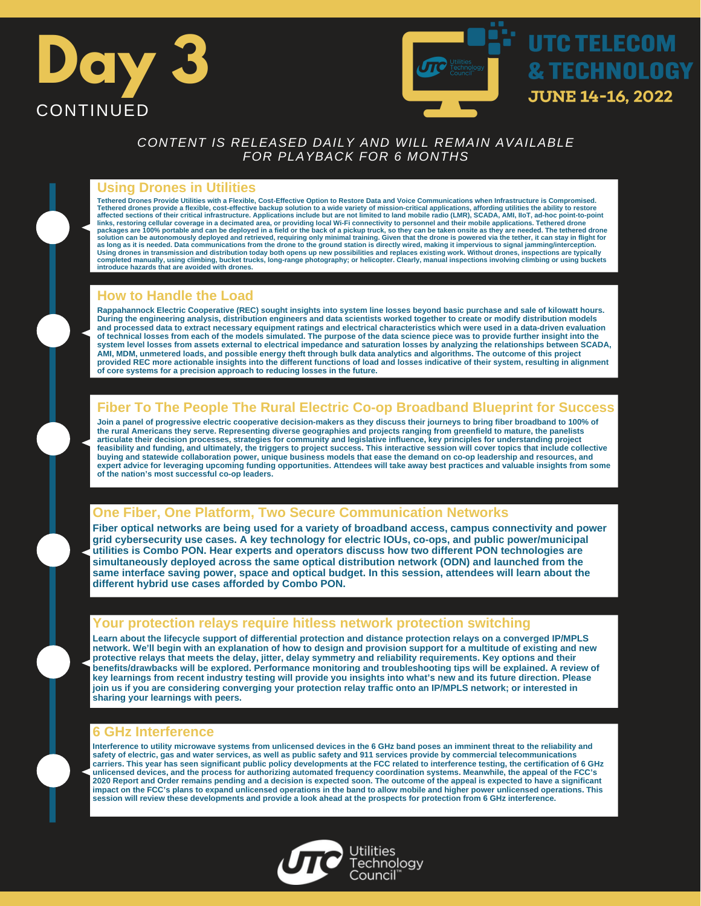# Day 3 CONTINUED

UTC TELECOM & TECHNOLOGY
JUNE 14-16, 2022

*CONTENT IS RELEASED DAILY AND WILL REMAIN AVAILABLE FOR PLAYBACK FOR 6 MONTHS*

## Using Drones in Utilities

**Tethered Drones Provide Utilities with a Flexible, Cost-Effective Option to Restore Data and Voice Communications when Infrastructure is Compromised. Tethered drones provide a flexible, cost-effective backup solution to a wide variety of mission-critical applications, affording utilities the ability to restore affected sections of their critical infrastructure. Applications include but are not limited to land mobile radio (LMR), SCADA, AMI, IIoT, ad-hoc point-to-point links, restoring cellular coverage in a decimated area, or providing local Wi-Fi connectivity to personnel and their mobile applications. Tethered drone packages are 100% portable and can be deployed in a field or the back of a pickup truck, so they can be taken onsite as they are needed. The tethered drone solution can be autonomously deployed and retrieved, requiring only minimal training. Given that the drone is powered via the tether, it can stay in flight for as long as it is needed. Data communications from the drone to the ground station is directly wired, making it impervious to signal jamming/interception. Using drones in transmission and distribution today both opens up new possibilities and replaces existing work. Without drones, inspections are typically completed manually, using climbing, bucket trucks, long-range photography; or helicopter. Clearly, manual inspections involving climbing or using buckets introduce hazards that are avoided with drones.**

## How to Handle the Load

**Rappahannock Electric Cooperative (REC) sought insights into system line losses beyond basic purchase and sale of kilowatt hours. During the engineering analysis, distribution engineers and data scientists worked together to create or modify distribution models and processed data to extract necessary equipment ratings and electrical characteristics which were used in a data-driven evaluation of technical losses from each of the models simulated. The purpose of the data science piece was to provide further insight into the system level losses from assets external to electrical impedance and saturation losses by analyzing the relationships between SCADA, AMI, MDM, unmetered loads, and possible energy theft through bulk data analytics and algorithms. The outcome of this project provided REC more actionable insights into the different functions of load and losses indicative of their system, resulting in alignment of core systems for a precision approach to reducing losses in the future.**

## Fiber To The People The Rural Electric Co-op Broadband Blueprint for Success

**Join a panel of progressive electric cooperative decision-makers as they discuss their journeys to bring fiber broadband to 100% of the rural Americans they serve. Representing diverse geographies and projects ranging from greenfield to mature, the panelists articulate their decision processes, strategies for community and legislative influence, key principles for understanding project feasibility and funding, and ultimately, the triggers to project success. This interactive session will cover topics that include collective buying and statewide collaboration power, unique business models that ease the demand on co-op leadership and resources, and expert advice for leveraging upcoming funding opportunities. Attendees will take away best practices and valuable insights from some of the nation's most successful co-op leaders.**

## One Fiber, One Platform, Two Secure Communication Networks

**Fiber optical networks are being used for a variety of broadband access, campus connectivity and power grid cybersecurity use cases. A key technology for electric IOUs, co-ops, and public power/municipal utilities is Combo PON. Hear experts and operators discuss how two different PON technologies are simultaneously deployed across the same optical distribution network (ODN) and launched from the same interface saving power, space and optical budget. In this session, attendees will learn about the different hybrid use cases afforded by Combo PON.**

## Your protection relays require hitless network protection switching

**Learn about the lifecycle support of differential protection and distance protection relays on a converged IP/MPLS network. We'll begin with an explanation of how to design and provision support for a multitude of existing and new protective relays that meets the delay, jitter, delay symmetry and reliability requirements. Key options and their benefits/drawbacks will be explored. Performance monitoring and troubleshooting tips will be explained. A review of key learnings from recent industry testing will provide you insights into what's new and its future direction. Please join us if you are considering converging your protection relay traffic onto an IP/MPLS network; or interested in sharing your learnings with peers.**

## 6 GHz Interference

**Interference to utility microwave systems from unlicensed devices in the 6 GHz band poses an imminent threat to the reliability and safety of electric, gas and water services, as well as public safety and 911 services provide by commercial telecommunications carriers. This year has seen significant public policy developments at the FCC related to interference testing, the certification of 6 GHz unlicensed devices, and the process for authorizing automated frequency coordination systems. Meanwhile, the appeal of the FCC's 2020 Report and Order remains pending and a decision is expected soon. The outcome of the appeal is expected to have a significant impact on the FCC's plans to expand unlicensed operations in the band to allow mobile and higher power unlicensed operations. This session will review these developments and provide a look ahead at the prospects for protection from 6 GHz interference.**

Utilities Technology Council™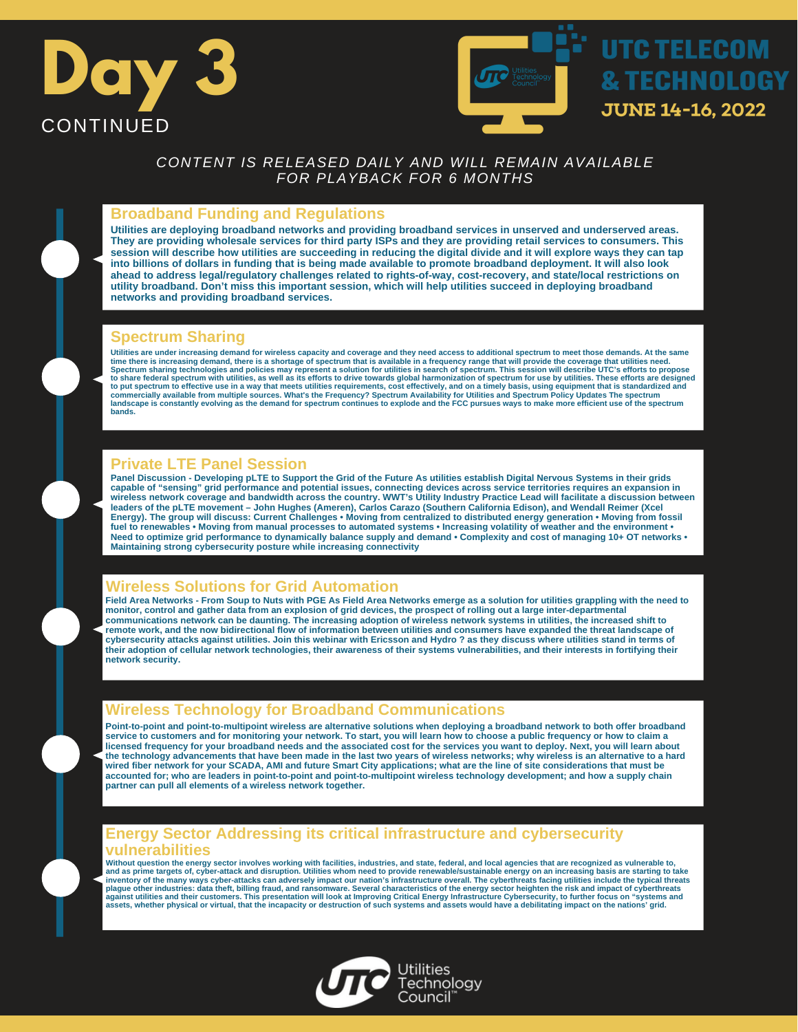# Day 3

CONTINUED

UTC TELECOM & TECHNOLOGY
JUNE 14-16, 2022

*CONTENT IS RELEASED DAILY AND WILL REMAIN AVAILABLE FOR PLAYBACK FOR 6 MONTHS*

## Broadband Funding and Regulations

**Utilities are deploying broadband networks and providing broadband services in unserved and underserved areas. They are providing wholesale services for third party ISPs and they are providing retail services to consumers. This session will describe how utilities are succeeding in reducing the digital divide and it will explore ways they can tap into billions of dollars in funding that is being made available to promote broadband deployment. It will also look ahead to address legal/regulatory challenges related to rights-of-way, cost-recovery, and state/local restrictions on utility broadband. Don't miss this important session, which will help utilities succeed in deploying broadband networks and providing broadband services.**

## Spectrum Sharing

**Utilities are under increasing demand for wireless capacity and coverage and they need access to additional spectrum to meet those demands. At the same time there is increasing demand, there is a shortage of spectrum that is available in a frequency range that will provide the coverage that utilities need. Spectrum sharing technologies and policies may represent a solution for utilities in search of spectrum. This session will describe UTC's efforts to propose to share federal spectrum with utilities, as well as its efforts to drive towards global harmonization of spectrum for use by utilities. These efforts are designed to put spectrum to effective use in a way that meets utilities requirements, cost effectively, and on a timely basis, using equipment that is standardized and commercially available from multiple sources. What's the Frequency? Spectrum Availability for Utilities and Spectrum Policy Updates The spectrum landscape is constantly evolving as the demand for spectrum continues to explode and the FCC pursues ways to make more efficient use of the spectrum bands.**

## Private LTE Panel Session

**Panel Discussion - Developing pLTE to Support the Grid of the Future As utilities establish Digital Nervous Systems in their grids capable of "sensing" grid performance and potential issues, connecting devices across service territories requires an expansion in wireless network coverage and bandwidth across the country. WWT's Utility Industry Practice Lead will facilitate a discussion between leaders of the pLTE movement – John Hughes (Ameren), Carlos Carazo (Southern California Edison), and Wendall Reimer (Xcel Energy). The group will discuss: Current Challenges • Moving from centralized to distributed energy generation • Moving from fossil fuel to renewables • Moving from manual processes to automated systems • Increasing volatility of weather and the environment • Need to optimize grid performance to dynamically balance supply and demand • Complexity and cost of managing 10+ OT networks • Maintaining strong cybersecurity posture while increasing connectivity**

## Wireless Solutions for Grid Automation

**Field Area Networks - From Soup to Nuts with PGE As Field Area Networks emerge as a solution for utilities grappling with the need to monitor, control and gather data from an explosion of grid devices, the prospect of rolling out a large inter-departmental communications network can be daunting. The increasing adoption of wireless network systems in utilities, the increased shift to remote work, and the now bidirectional flow of information between utilities and consumers have expanded the threat landscape of cybersecurity attacks against utilities. Join this webinar with Ericsson and Hydro ? as they discuss where utilities stand in terms of their adoption of cellular network technologies, their awareness of their systems vulnerabilities, and their interests in fortifying their network security.**

## Wireless Technology for Broadband Communications

**Point-to-point and point-to-multipoint wireless are alternative solutions when deploying a broadband network to both offer broadband service to customers and for monitoring your network. To start, you will learn how to choose a public frequency or how to claim a licensed frequency for your broadband needs and the associated cost for the services you want to deploy. Next, you will learn about the technology advancements that have been made in the last two years of wireless networks; why wireless is an alternative to a hard wired fiber network for your SCADA, AMI and future Smart City applications; what are the line of site considerations that must be accounted for; who are leaders in point-to-point and point-to-multipoint wireless technology development; and how a supply chain partner can pull all elements of a wireless network together.**

## Energy Sector Addressing its critical infrastructure and cybersecurity vulnerabilities

**Without question the energy sector involves working with facilities, industries, and state, federal, and local agencies that are recognized as vulnerable to, and as prime targets of, cyber-attack and disruption. Utilities whom need to provide renewable/sustainable energy on an increasing basis are starting to take inventory of the many ways cyber-attacks can adversely impact our nation's infrastructure overall. The cyberthreats facing utilities include the typical threats plague other industries: data theft, billing fraud, and ransomware. Several characteristics of the energy sector heighten the risk and impact of cyberthreats against utilities and their customers. This presentation will look at Improving Critical Energy Infrastructure Cybersecurity, to further focus on "systems and assets, whether physical or virtual, that the incapacity or destruction of such systems and assets would have a debilitating impact on the nations' grid.**

Utilities Technology Council™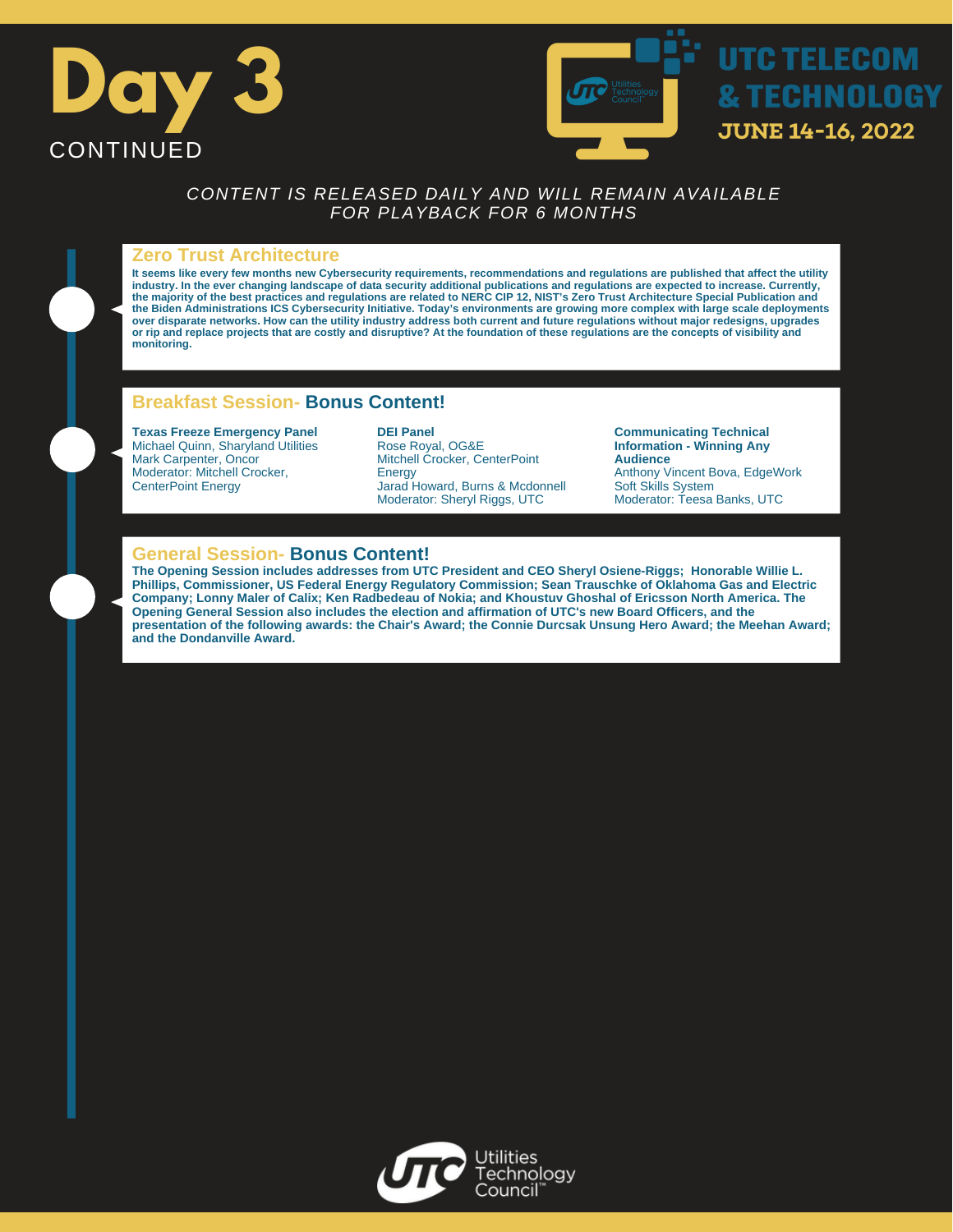# Day 3

CONTINUED

UTC TELECOM & TECHNOLOGY

JUNE 14-16, 2022

*CONTENT IS RELEASED DAILY AND WILL REMAIN AVAILABLE FOR PLAYBACK FOR 6 MONTHS*

## Zero Trust Architecture

**It seems like every few months new Cybersecurity requirements, recommendations and regulations are published that affect the utility industry. In the ever changing landscape of data security additional publications and regulations are expected to increase. Currently, the majority of the best practices and regulations are related to NERC CIP 12, NIST's Zero Trust Architecture Special Publication and the Biden Administrations ICS Cybersecurity Initiative. Today's environments are growing more complex with large scale deployments over disparate networks. How can the utility industry address both current and future regulations without major redesigns, upgrades or rip and replace projects that are costly and disruptive? At the foundation of these regulations are the concepts of visibility and monitoring.**

## Breakfast Session- Bonus Content!

**Texas Freeze Emergency Panel**
Michael Quinn, Sharyland Utilities
Mark Carpenter, Oncor
Moderator: Mitchell Crocker, CenterPoint Energy

**DEI Panel**
Rose Royal, OG&E
Mitchell Crocker, CenterPoint Energy
Jarad Howard, Burns & Mcdonnell
Moderator: Sheryl Riggs, UTC

**Communicating Technical Information - Winning Any Audience**
Anthony Vincent Bova, EdgeWork Soft Skills System
Moderator: Teesa Banks, UTC

## General Session- Bonus Content!

**The Opening Session includes addresses from UTC President and CEO Sheryl Osiene-Riggs; Honorable Willie L. Phillips, Commissioner, US Federal Energy Regulatory Commission; Sean Trauschke of Oklahoma Gas and Electric Company; Lonny Maler of Calix; Ken Radbedeau of Nokia; and Khoustuv Ghoshal of Ericsson North America. The Opening General Session also includes the election and affirmation of UTC's new Board Officers, and the presentation of the following awards: the Chair's Award; the Connie Durcsak Unsung Hero Award; the Meehan Award; and the Dondanville Award.**

Utilities Technology Council™